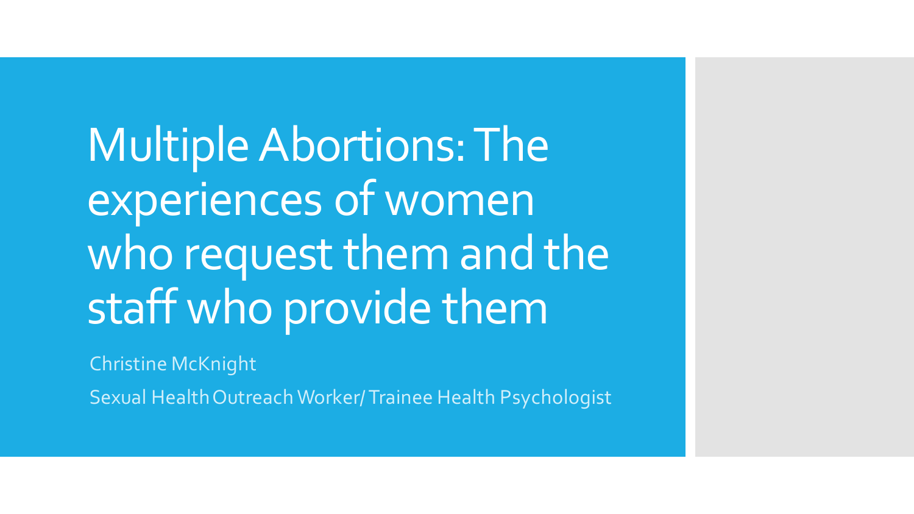# Multiple Abortions: The experiences of women who request them and the staff who provide them

Christine McKnight

Sexual Health Outreach Worker/ Trainee Health Psychologist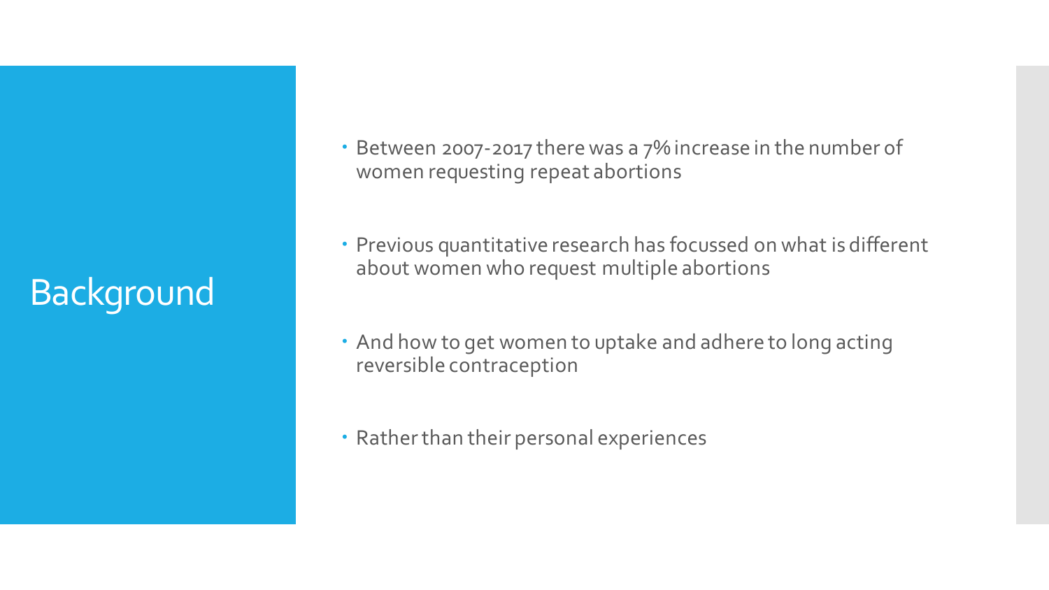# Background

- Between 2007-2017 there was a 7% increase in the number of women requesting repeat abortions
- Previous quantitative research has focussed on what is different about women who request multiple abortions
- And how to get women to uptake and adhere to long acting reversible contraception
- Rather than their personal experiences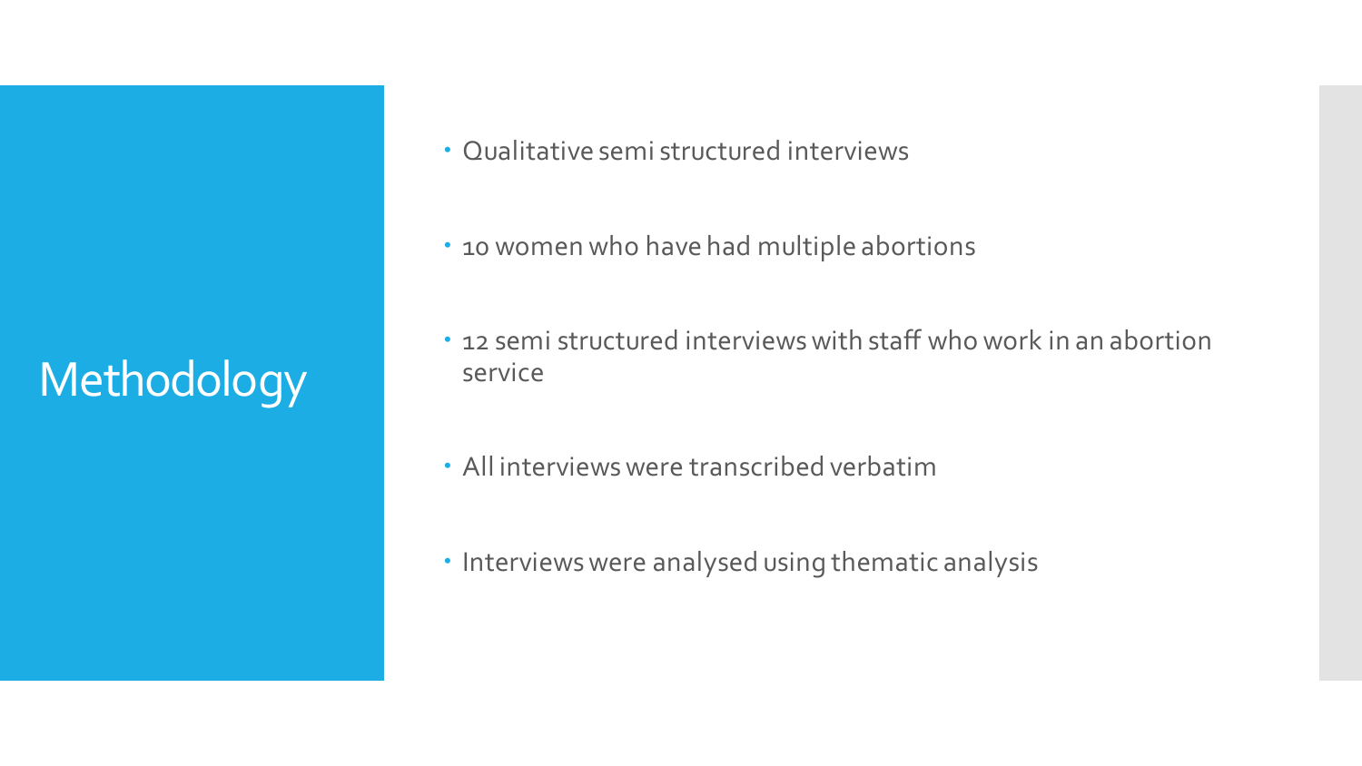# Methodology

- Qualitative semi structured interviews
- 10 women who have had multiple abortions
- 12 semi structured interviews with staff who work in an abortion service
- All interviews were transcribed verbatim
- Interviews were analysed using thematic analysis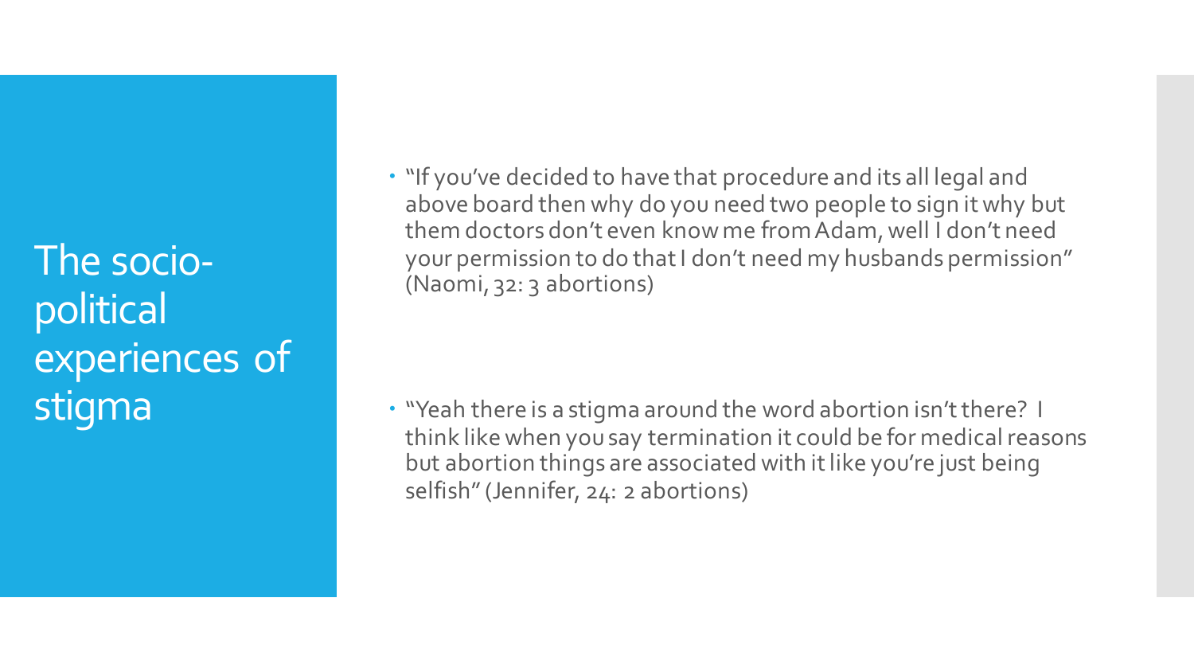# The socio-political experiences of stigma

- "If you've decided to have that procedure and its all legal and above board then why do you need two people to sign it why but them doctors don't even know me from Adam, well I don't need your permission to do that I don't need my husbands permission" (Naomi, 32: 3 abortions)

- "Yeah there is a stigma around the word abortion isn't there? I think like when you say termination it could be for medical reasons but abortion things are associated with it like you're just being selfish" (Jennifer, 24: 2 abortions)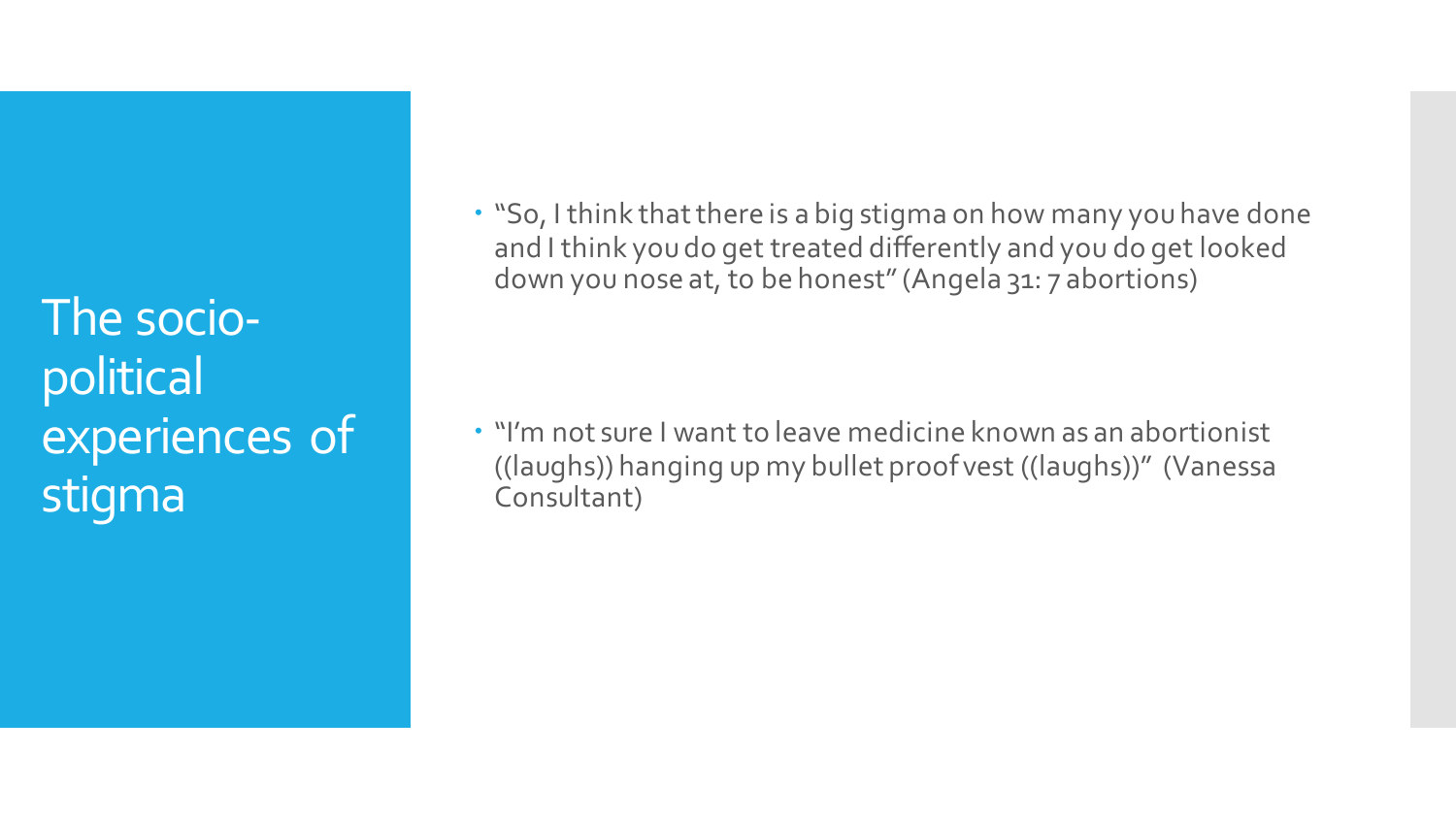# The socio-political experiences of stigma

- "So, I think that there is a big stigma on how many you have done and I think you do get treated differently and you do get looked down you nose at, to be honest" (Angela 31: 7 abortions)

- "I'm not sure I want to leave medicine known as an abortionist ((laughs)) hanging up my bullet proof vest ((laughs))" (Vanessa Consultant)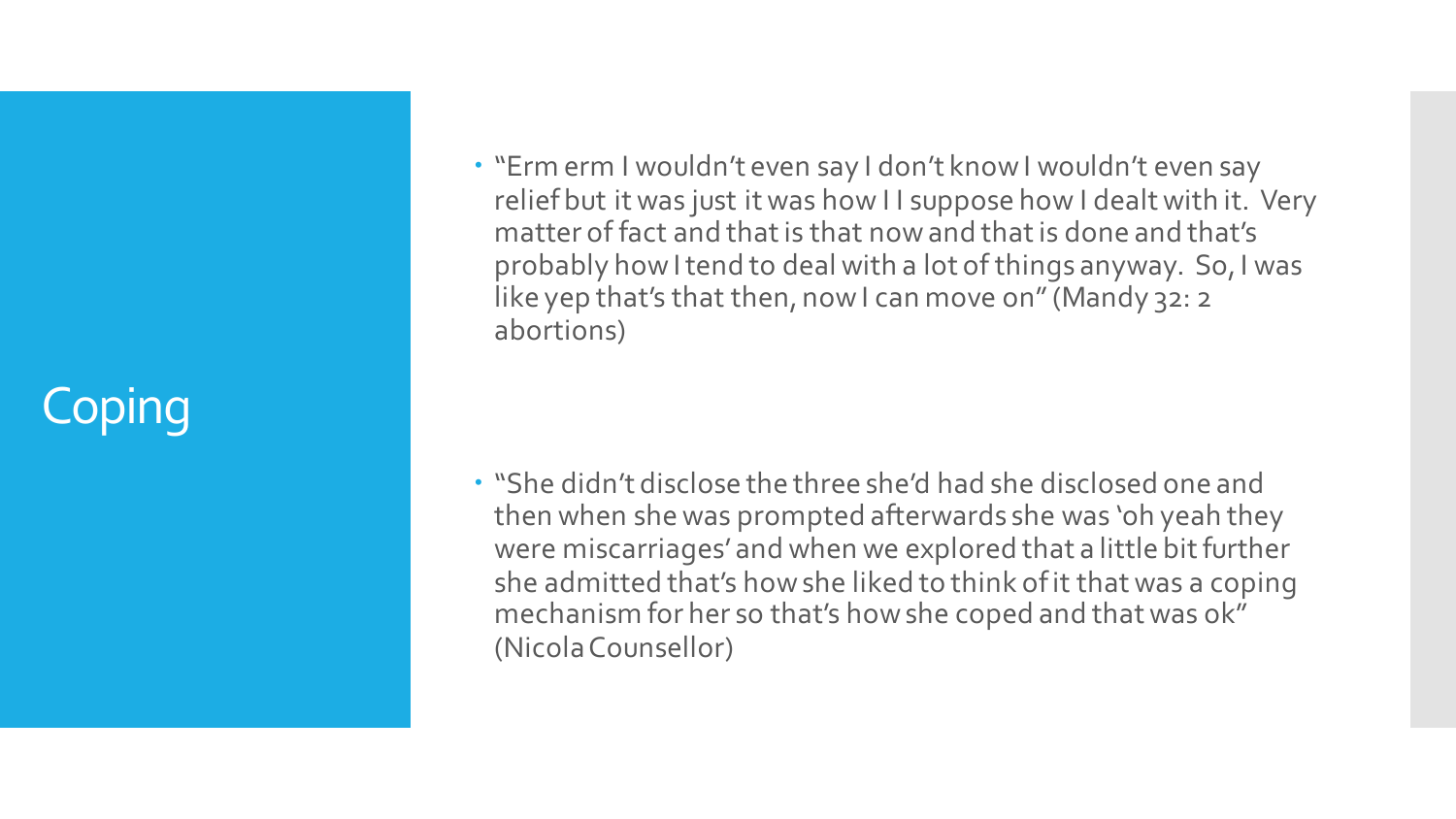# Coping

- "Erm erm I wouldn't even say I don't know I wouldn't even say relief but it was just it was how I I suppose how I dealt with it. Very matter of fact and that is that now and that is done and that's probably how I tend to deal with a lot of things anyway. So, I was like yep that's that then, now I can move on" (Mandy 32: 2 abortions)

- "She didn't disclose the three she'd had she disclosed one and then when she was prompted afterwards she was 'oh yeah they were miscarriages' and when we explored that a little bit further she admitted that's how she liked to think of it that was a coping mechanism for her so that's how she coped and that was ok" (Nicola Counsellor)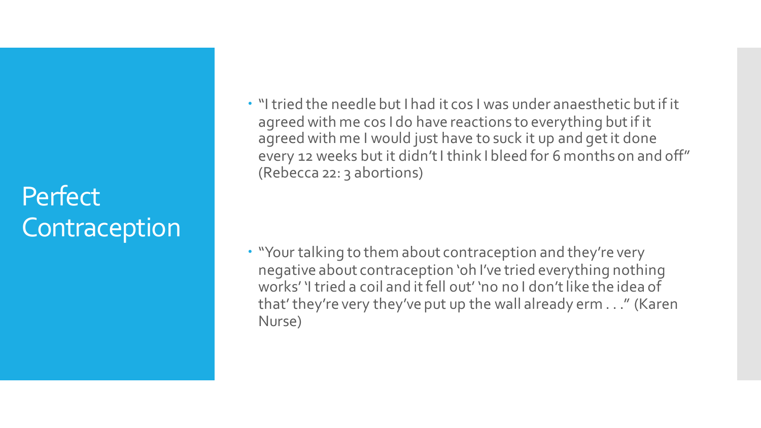# Perfect Contraception

- "I tried the needle but I had it cos I was under anaesthetic but if it agreed with me cos I do have reactions to everything but if it agreed with me I would just have to suck it up and get it done every 12 weeks but it didn't I think I bleed for 6 months on and off" (Rebecca 22: 3 abortions)

- "Your talking to them about contraception and they're very negative about contraception 'oh I've tried everything nothing works' 'I tried a coil and it fell out' 'no no I don't like the idea of that' they're very they've put up the wall already erm . . ." (Karen Nurse)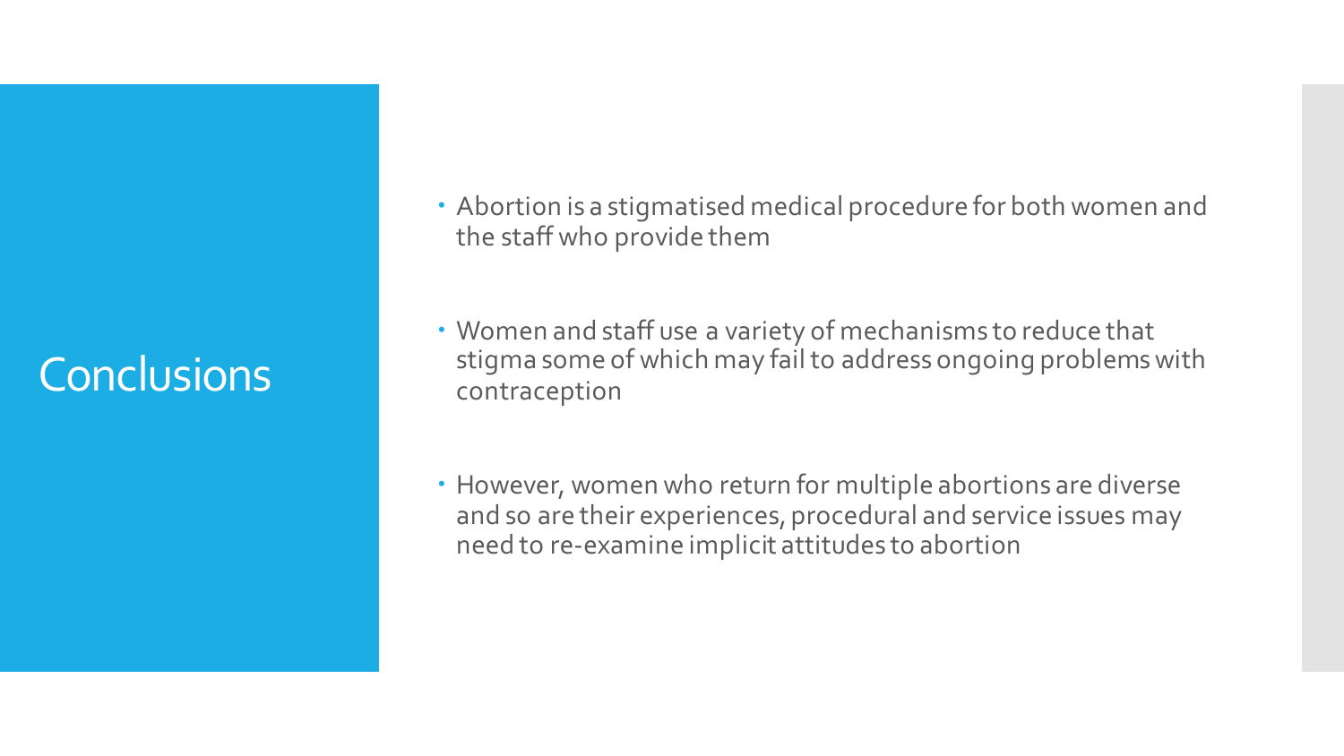# Conclusions

- Abortion is a stigmatised medical procedure for both women and the staff who provide them
- Women and staff use a variety of mechanisms to reduce that stigma some of which may fail to address ongoing problems with contraception
- However, women who return for multiple abortions are diverse and so are their experiences, procedural and service issues may need to re-examine implicit attitudes to abortion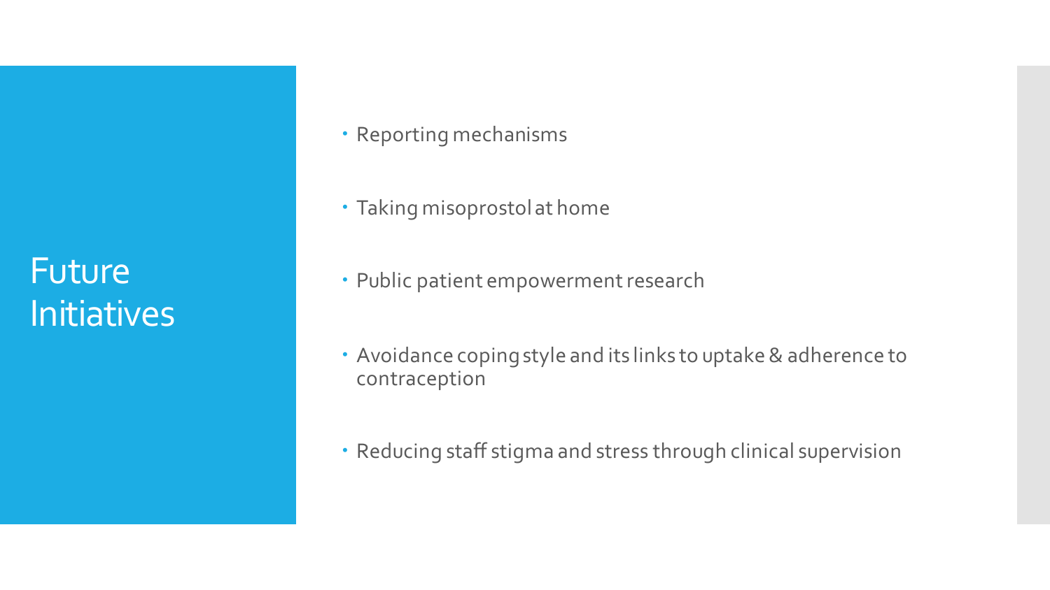# Future Initiatives

- Reporting mechanisms
- Taking misoprostol at home
- Public patient empowerment research
- Avoidance coping style and its links to uptake & adherence to contraception
- Reducing staff stigma and stress through clinical supervision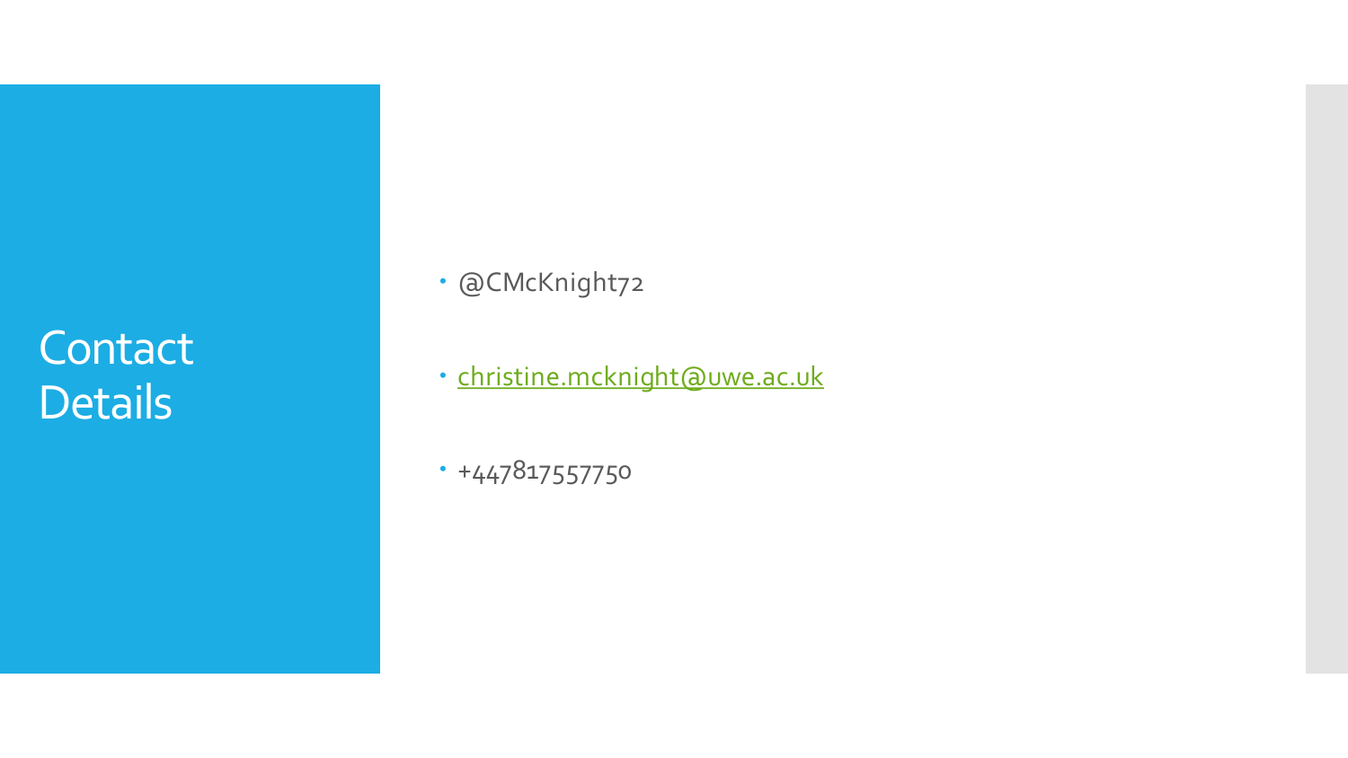# Contact Details

- @CMcKnight72
- christine.mcknight@uwe.ac.uk
- +447817557750